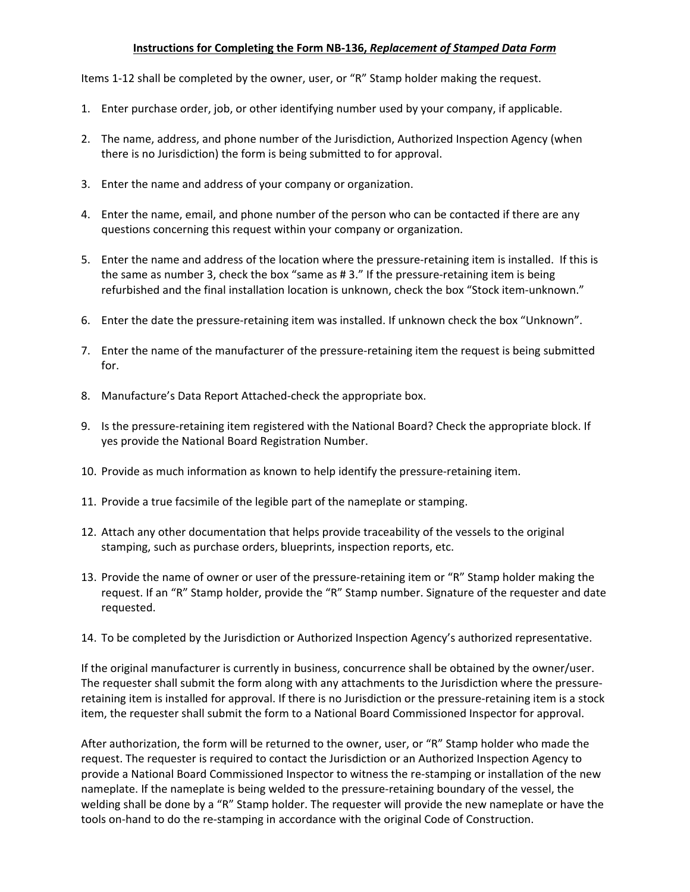# **Instructions for Completing the Form NB-136, *Replacement of Stamped Data Form***

Items 1-12 shall be completed by the owner, user, or "R" Stamp holder making the request.

1. Enter purchase order, job, or other identifying number used by your company, if applicable.
2. The name, address, and phone number of the Jurisdiction, Authorized Inspection Agency (when there is no Jurisdiction) the form is being submitted to for approval.
3. Enter the name and address of your company or organization.
4. Enter the name, email, and phone number of the person who can be contacted if there are any questions concerning this request within your company or organization.
5. Enter the name and address of the location where the pressure-retaining item is installed. If this is the same as number 3, check the box "same as # 3." If the pressure-retaining item is being refurbished and the final installation location is unknown, check the box "Stock item-unknown."
6. Enter the date the pressure-retaining item was installed. If unknown check the box "Unknown".
7. Enter the name of the manufacturer of the pressure-retaining item the request is being submitted for.
8. Manufacture's Data Report Attached-check the appropriate box.
9. Is the pressure-retaining item registered with the National Board? Check the appropriate block. If yes provide the National Board Registration Number.
10. Provide as much information as known to help identify the pressure-retaining item.
11. Provide a true facsimile of the legible part of the nameplate or stamping.
12. Attach any other documentation that helps provide traceability of the vessels to the original stamping, such as purchase orders, blueprints, inspection reports, etc.
13. Provide the name of owner or user of the pressure-retaining item or "R" Stamp holder making the request. If an "R" Stamp holder, provide the "R" Stamp number. Signature of the requester and date requested.
14. To be completed by the Jurisdiction or Authorized Inspection Agency's authorized representative.

If the original manufacturer is currently in business, concurrence shall be obtained by the owner/user. The requester shall submit the form along with any attachments to the Jurisdiction where the pressure-retaining item is installed for approval. If there is no Jurisdiction or the pressure-retaining item is a stock item, the requester shall submit the form to a National Board Commissioned Inspector for approval.

After authorization, the form will be returned to the owner, user, or "R" Stamp holder who made the request. The requester is required to contact the Jurisdiction or an Authorized Inspection Agency to provide a National Board Commissioned Inspector to witness the re-stamping or installation of the new nameplate. If the nameplate is being welded to the pressure-retaining boundary of the vessel, the welding shall be done by a "R" Stamp holder. The requester will provide the new nameplate or have the tools on-hand to do the re-stamping in accordance with the original Code of Construction.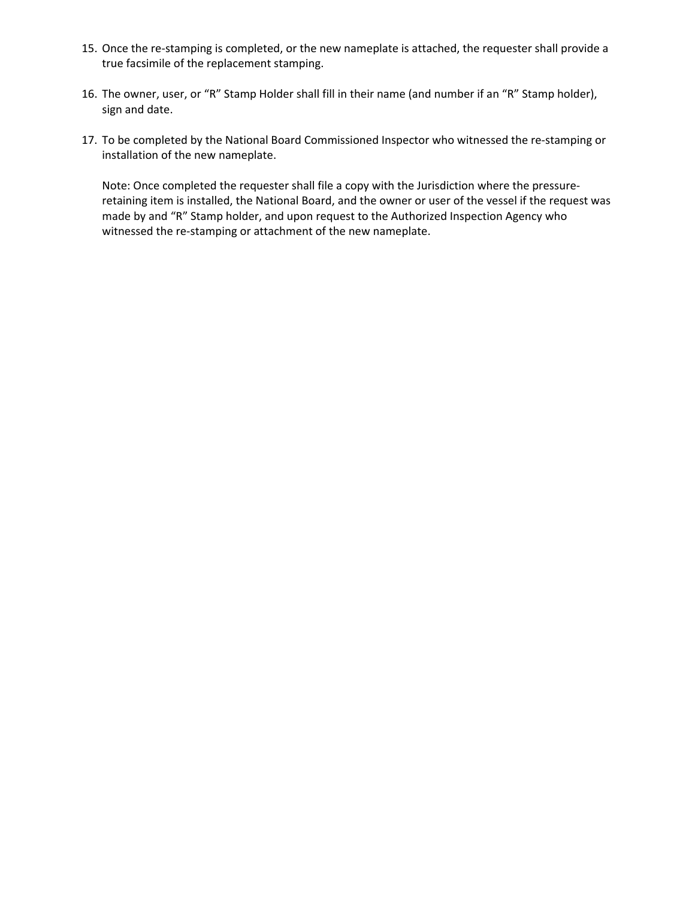15. Once the re-stamping is completed, or the new nameplate is attached, the requester shall provide a true facsimile of the replacement stamping.

16. The owner, user, or "R" Stamp Holder shall fill in their name (and number if an "R" Stamp holder), sign and date.

17. To be completed by the National Board Commissioned Inspector who witnessed the re-stamping or installation of the new nameplate.

    Note: Once completed the requester shall file a copy with the Jurisdiction where the pressure-retaining item is installed, the National Board, and the owner or user of the vessel if the request was made by and "R" Stamp holder, and upon request to the Authorized Inspection Agency who witnessed the re-stamping or attachment of the new nameplate.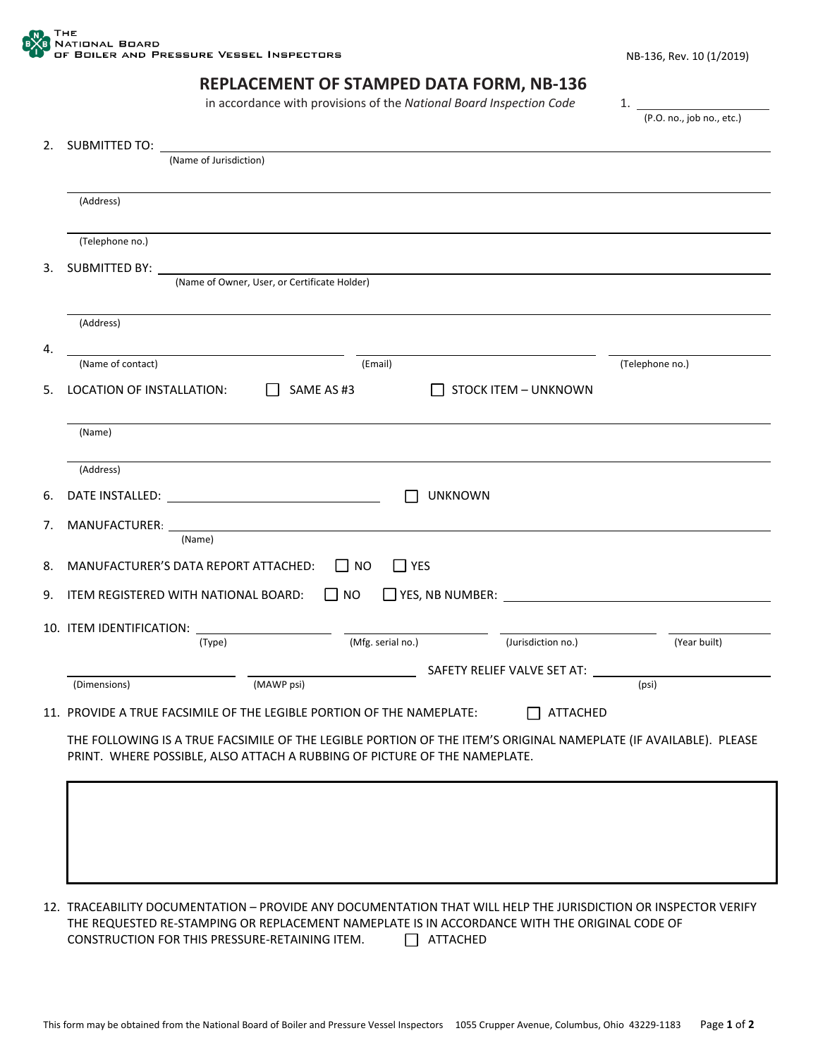THE NATIONAL BOARD OF BOILER AND PRESSURE VESSEL INSPECTORS

NB-136, Rev. 10 (1/2019)

# REPLACEMENT OF STAMPED DATA FORM, NB-136

in accordance with provisions of the *National Board Inspection Code*

1. ____________________ (P.O. no., job no., etc.)

2. SUBMITTED TO: ____________________
   (Name of Jurisdiction)

   ____________________
   (Address)

   ____________________
   (Telephone no.)

3. SUBMITTED BY: ____________________
   (Name of Owner, User, or Certificate Holder)

   ____________________
   (Address)

4. ____________________ (Name of contact) ____________________ (Email) ____________________ (Telephone no.)

5. LOCATION OF INSTALLATION: ☐ SAME AS #3 ☐ STOCK ITEM – UNKNOWN

   ____________________
   (Name)

   ____________________
   (Address)

6. DATE INSTALLED: ____________________ ☐ UNKNOWN

7. MANUFACTURER: ____________________
   (Name)

8. MANUFACTURER'S DATA REPORT ATTACHED: ☐ NO ☐ YES

9. ITEM REGISTERED WITH NATIONAL BOARD: ☐ NO ☐ YES, NB NUMBER: ____________________

10. ITEM IDENTIFICATION: ____________________ (Type) ____________________ (Mfg. serial no.) ____________________ (Jurisdiction no.) ____________________ (Year built)

    ____________________ (Dimensions) ____________________ (MAWP psi) SAFETY RELIEF VALVE SET AT: ____________________ (psi)

11. PROVIDE A TRUE FACSIMILE OF THE LEGIBLE PORTION OF THE NAMEPLATE: ☐ ATTACHED

    THE FOLLOWING IS A TRUE FACSIMILE OF THE LEGIBLE PORTION OF THE ITEM'S ORIGINAL NAMEPLATE (IF AVAILABLE). PLEASE PRINT. WHERE POSSIBLE, ALSO ATTACH A RUBBING OF PICTURE OF THE NAMEPLATE.

    | |
    |---|
    | |

12. TRACEABILITY DOCUMENTATION – PROVIDE ANY DOCUMENTATION THAT WILL HELP THE JURISDICTION OR INSPECTOR VERIFY THE REQUESTED RE-STAMPING OR REPLACEMENT NAMEPLATE IS IN ACCORDANCE WITH THE ORIGINAL CODE OF CONSTRUCTION FOR THIS PRESSURE-RETAINING ITEM. ☐ ATTACHED

This form may be obtained from the National Board of Boiler and Pressure Vessel Inspectors 1055 Crupper Avenue, Columbus, Ohio 43229-1183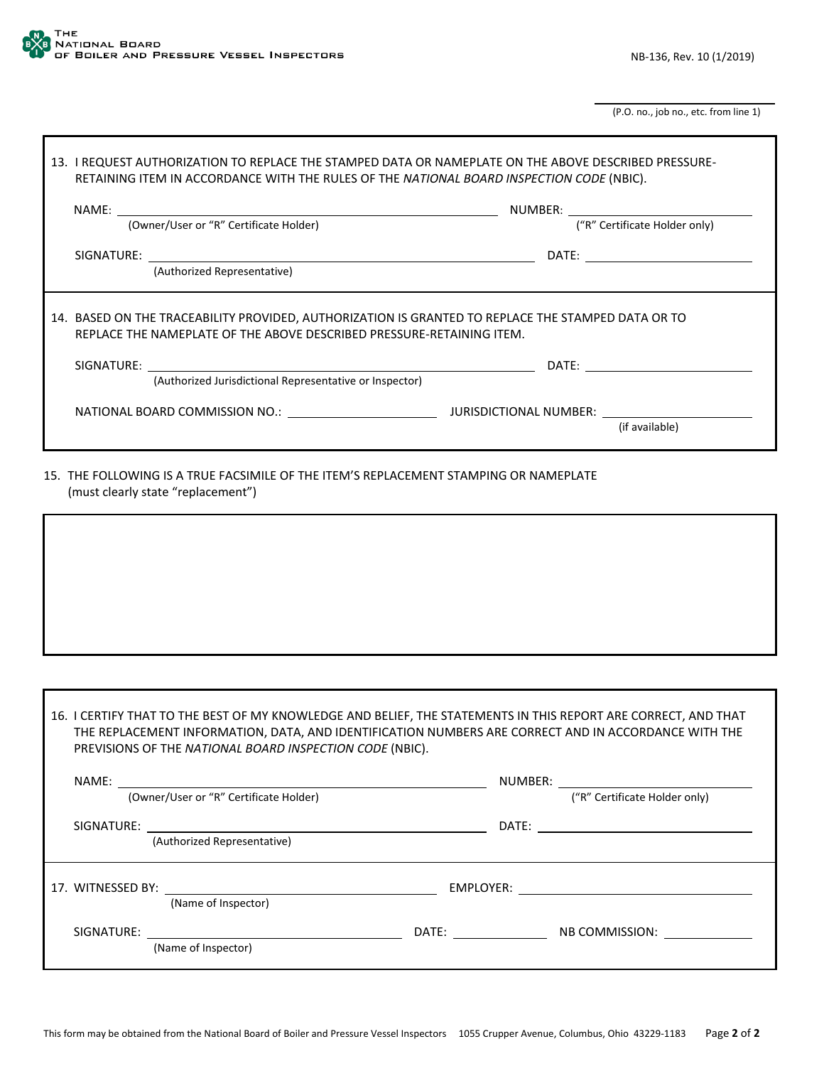(P.O. no., job no., etc. from line 1)

13. I REQUEST AUTHORIZATION TO REPLACE THE STAMPED DATA OR NAMEPLATE ON THE ABOVE DESCRIBED PRESSURE-RETAINING ITEM IN ACCORDANCE WITH THE RULES OF THE *NATIONAL BOARD INSPECTION CODE* (NBIC).

NAME: ______________________________ NUMBER: ______________
(Owner/User or "R" Certificate Holder) ("R" Certificate Holder only)

SIGNATURE: ______________________________ DATE: ______________
(Authorized Representative)

14. BASED ON THE TRACEABILITY PROVIDED, AUTHORIZATION IS GRANTED TO REPLACE THE STAMPED DATA OR TO REPLACE THE NAMEPLATE OF THE ABOVE DESCRIBED PRESSURE-RETAINING ITEM.

SIGNATURE: ______________________________ DATE: ______________
(Authorized Jurisdictional Representative or Inspector)

NATIONAL BOARD COMMISSION NO.: ______________ JURISDICTIONAL NUMBER: ______________
(if available)

15. THE FOLLOWING IS A TRUE FACSIMILE OF THE ITEM'S REPLACEMENT STAMPING OR NAMEPLATE
(must clearly state "replacement")

16. I CERTIFY THAT TO THE BEST OF MY KNOWLEDGE AND BELIEF, THE STATEMENTS IN THIS REPORT ARE CORRECT, AND THAT THE REPLACEMENT INFORMATION, DATA, AND IDENTIFICATION NUMBERS ARE CORRECT AND IN ACCORDANCE WITH THE PREVISIONS OF THE *NATIONAL BOARD INSPECTION CODE* (NBIC).

NAME: ______________________________ NUMBER: ______________
(Owner/User or "R" Certificate Holder) ("R" Certificate Holder only)

SIGNATURE: ______________________________ DATE: ______________
(Authorized Representative)

17. WITNESSED BY: ______________________________ EMPLOYER: ______________
(Name of Inspector)

SIGNATURE: ______________________________ DATE: ______________ NB COMMISSION: ______________
(Name of Inspector)

This form may be obtained from the National Board of Boiler and Pressure Vessel Inspectors 1055 Crupper Avenue, Columbus, Ohio 43229-1183